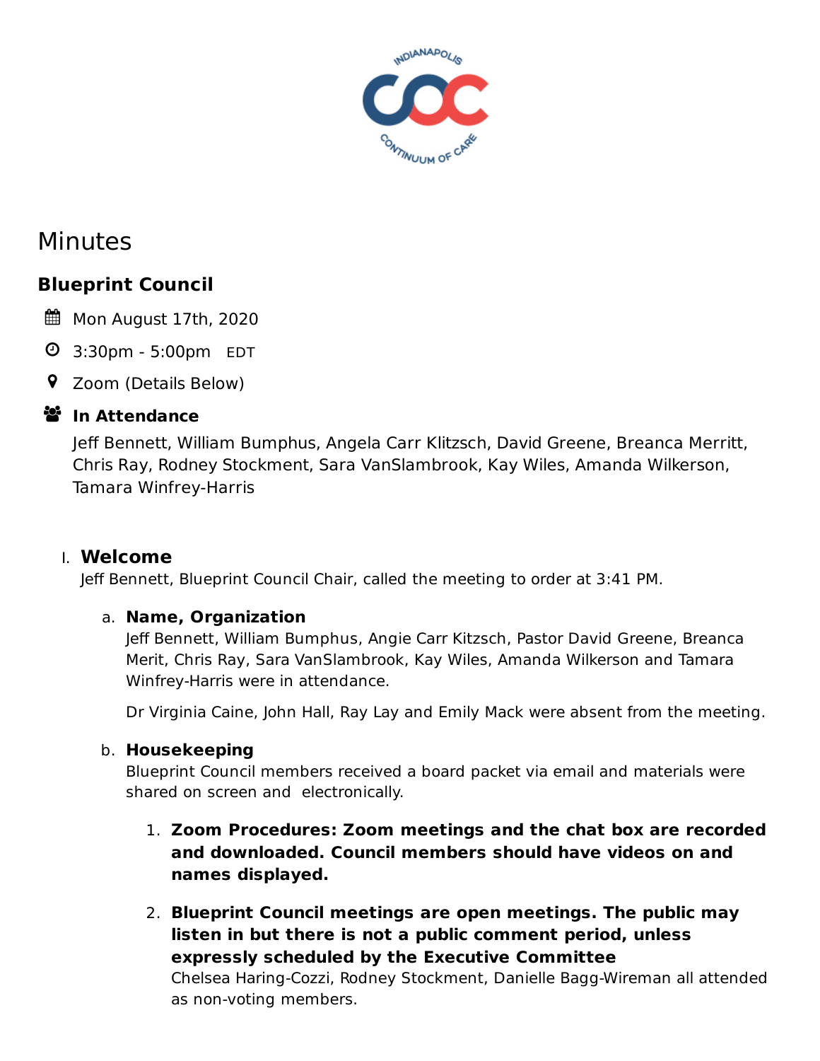# Minutes

## Blueprint Council

Mon August 17th, 2020

3:30pm - 5:00pm EDT

Zoom (Details Below)

**In Attendance**

Jeff Bennett, William Bumphus, Angela Carr Klitzsch, David Greene, Breanca Merritt, Chris Ray, Rodney Stockment, Sara VanSlambrook, Kay Wiles, Amanda Wilkerson, Tamara Winfrey-Harris

### I. Welcome

Jeff Bennett, Blueprint Council Chair, called the meeting to order at 3:41 PM.

a. **Name, Organization**

Jeff Bennett, William Bumphus, Angie Carr Kitzsch, Pastor David Greene, Breanca Merit, Chris Ray, Sara VanSlambrook, Kay Wiles, Amanda Wilkerson and Tamara Winfrey-Harris were in attendance.

Dr Virginia Caine, John Hall, Ray Lay and Emily Mack were absent from the meeting.

b. **Housekeeping**

Blueprint Council members received a board packet via email and materials were shared on screen and electronically.

1. **Zoom Procedures: Zoom meetings and the chat box are recorded and downloaded. Council members should have videos on and names displayed.**

2. **Blueprint Council meetings are open meetings. The public may listen in but there is not a public comment period, unless expressly scheduled by the Executive Committee**

Chelsea Haring-Cozzi, Rodney Stockment, Danielle Bagg-Wireman all attended as non-voting members.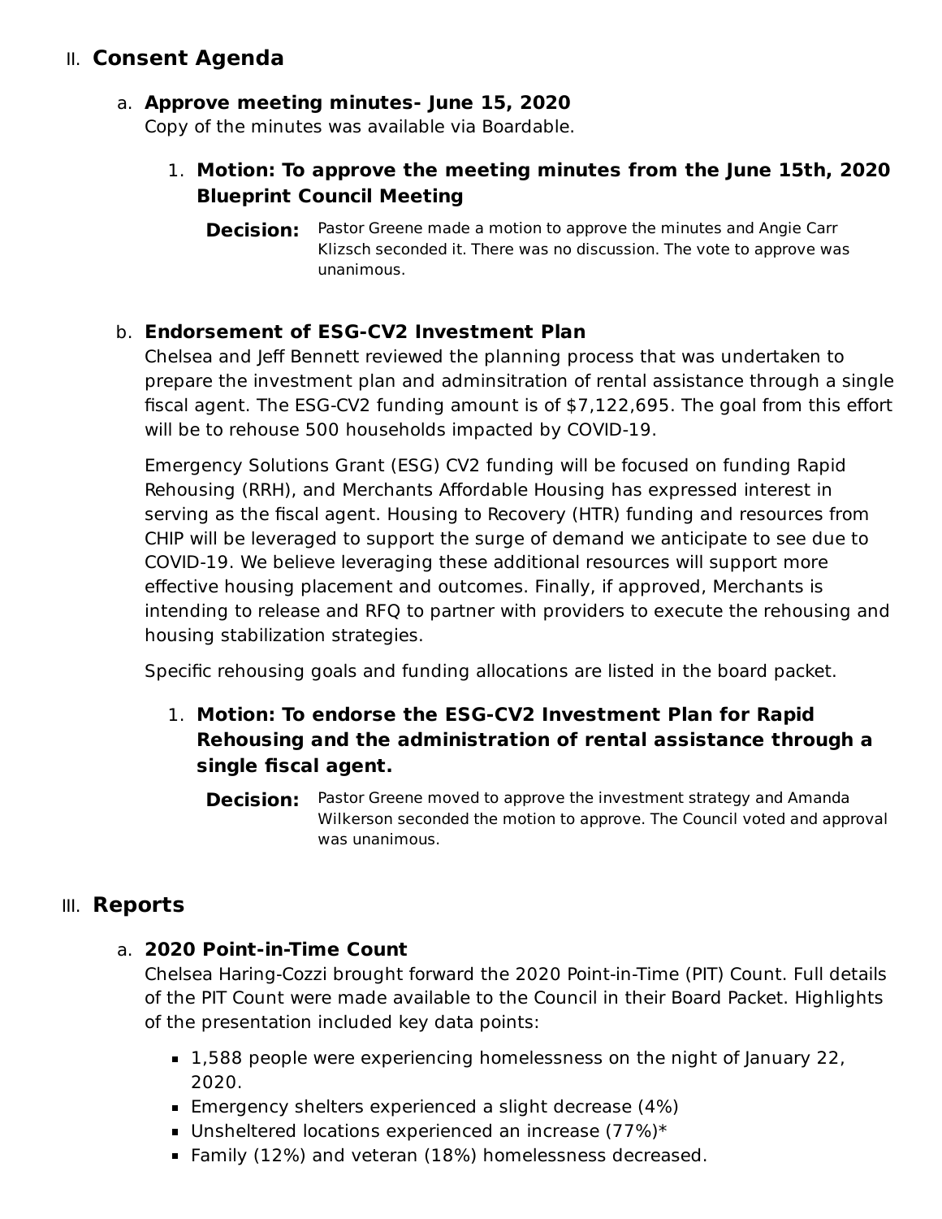## II. Consent Agenda

### a. Approve meeting minutes- June 15, 2020

Copy of the minutes was available via Boardable.

1. **Motion: To approve the meeting minutes from the June 15th, 2020 Blueprint Council Meeting**

   **Decision:** Pastor Greene made a motion to approve the minutes and Angie Carr Klizsch seconded it. There was no discussion. The vote to approve was unanimous.

### b. Endorsement of ESG-CV2 Investment Plan

Chelsea and Jeff Bennett reviewed the planning process that was undertaken to prepare the investment plan and adminsitration of rental assistance through a single fiscal agent. The ESG-CV2 funding amount is of $7,122,695. The goal from this effort will be to rehouse 500 households impacted by COVID-19.

Emergency Solutions Grant (ESG) CV2 funding will be focused on funding Rapid Rehousing (RRH), and Merchants Affordable Housing has expressed interest in serving as the fiscal agent. Housing to Recovery (HTR) funding and resources from CHIP will be leveraged to support the surge of demand we anticipate to see due to COVID-19. We believe leveraging these additional resources will support more effective housing placement and outcomes. Finally, if approved, Merchants is intending to release and RFQ to partner with providers to execute the rehousing and housing stabilization strategies.

Specific rehousing goals and funding allocations are listed in the board packet.

1. **Motion: To endorse the ESG-CV2 Investment Plan for Rapid Rehousing and the administration of rental assistance through a single fiscal agent.**

   **Decision:** Pastor Greene moved to approve the investment strategy and Amanda Wilkerson seconded the motion to approve. The Council voted and approval was unanimous.

## III. Reports

### a. 2020 Point-in-Time Count

Chelsea Haring-Cozzi brought forward the 2020 Point-in-Time (PIT) Count. Full details of the PIT Count were made available to the Council in their Board Packet. Highlights of the presentation included key data points:

- 1,588 people were experiencing homelessness on the night of January 22, 2020.
- Emergency shelters experienced a slight decrease (4%)
- Unsheltered locations experienced an increase (77%)*
- Family (12%) and veteran (18%) homelessness decreased.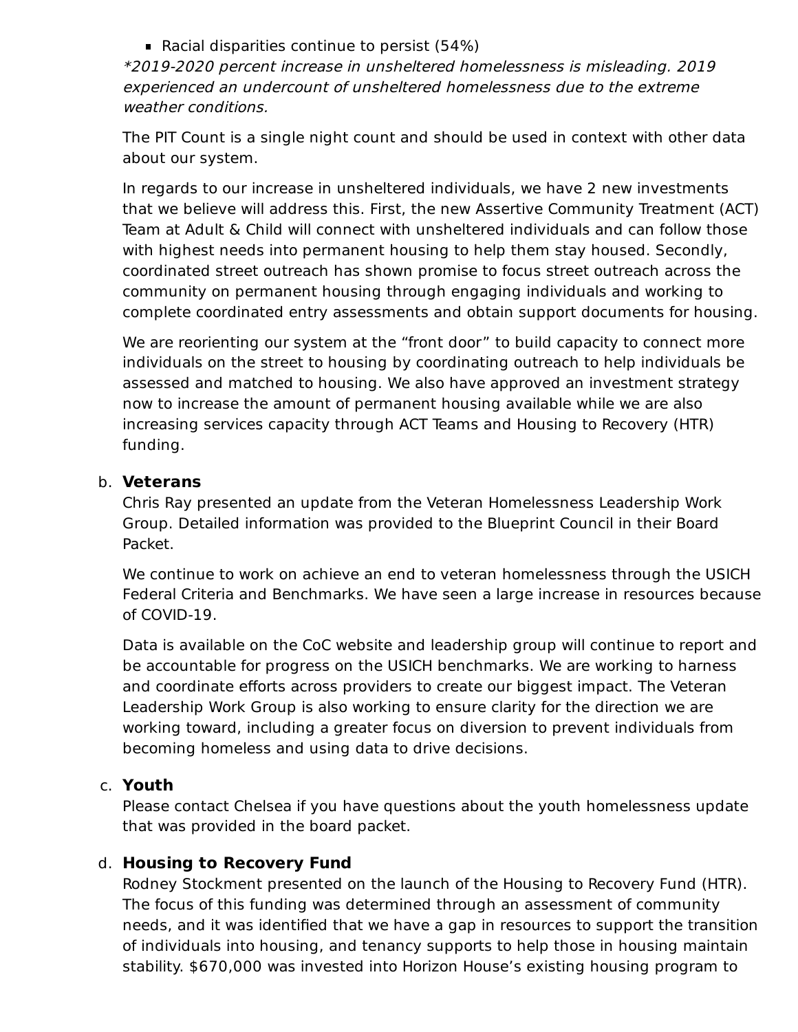- Racial disparities continue to persist (54%)

*\*2019-2020 percent increase in unsheltered homelessness is misleading. 2019 experienced an undercount of unsheltered homelessness due to the extreme weather conditions.*

The PIT Count is a single night count and should be used in context with other data about our system.

In regards to our increase in unsheltered individuals, we have 2 new investments that we believe will address this. First, the new Assertive Community Treatment (ACT) Team at Adult & Child will connect with unsheltered individuals and can follow those with highest needs into permanent housing to help them stay housed. Secondly, coordinated street outreach has shown promise to focus street outreach across the community on permanent housing through engaging individuals and working to complete coordinated entry assessments and obtain support documents for housing.

We are reorienting our system at the "front door" to build capacity to connect more individuals on the street to housing by coordinating outreach to help individuals be assessed and matched to housing. We also have approved an investment strategy now to increase the amount of permanent housing available while we are also increasing services capacity through ACT Teams and Housing to Recovery (HTR) funding.

b. **Veterans**

Chris Ray presented an update from the Veteran Homelessness Leadership Work Group. Detailed information was provided to the Blueprint Council in their Board Packet.

We continue to work on achieve an end to veteran homelessness through the USICH Federal Criteria and Benchmarks. We have seen a large increase in resources because of COVID-19.

Data is available on the CoC website and leadership group will continue to report and be accountable for progress on the USICH benchmarks. We are working to harness and coordinate efforts across providers to create our biggest impact. The Veteran Leadership Work Group is also working to ensure clarity for the direction we are working toward, including a greater focus on diversion to prevent individuals from becoming homeless and using data to drive decisions.

c. **Youth**

Please contact Chelsea if you have questions about the youth homelessness update that was provided in the board packet.

d. **Housing to Recovery Fund**

Rodney Stockment presented on the launch of the Housing to Recovery Fund (HTR). The focus of this funding was determined through an assessment of community needs, and it was identified that we have a gap in resources to support the transition of individuals into housing, and tenancy supports to help those in housing maintain stability. $670,000 was invested into Horizon House's existing housing program to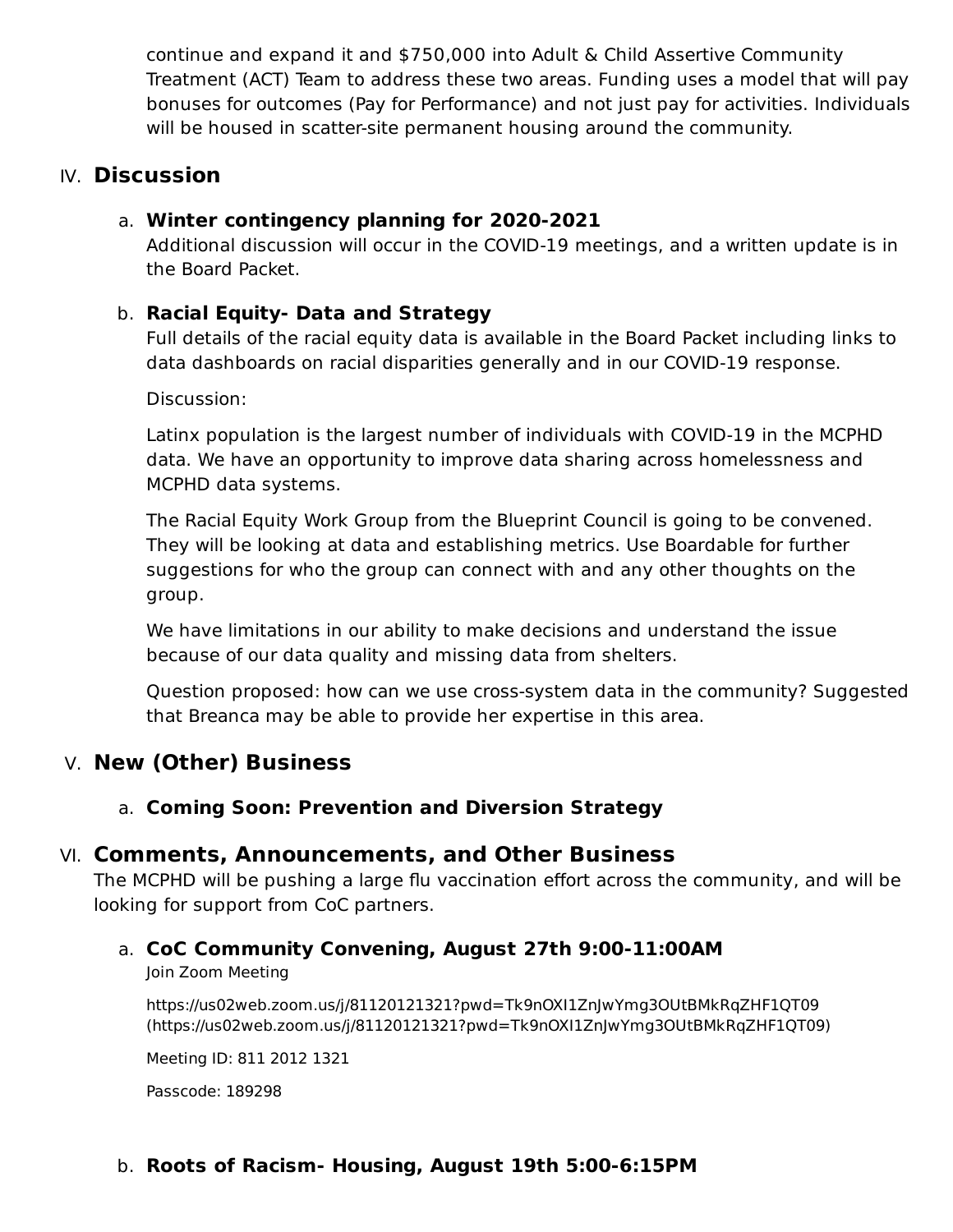continue and expand it and $750,000 into Adult & Child Assertive Community Treatment (ACT) Team to address these two areas. Funding uses a model that will pay bonuses for outcomes (Pay for Performance) and not just pay for activities. Individuals will be housed in scatter-site permanent housing around the community.

## IV. Discussion

### a. Winter contingency planning for 2020-2021

Additional discussion will occur in the COVID-19 meetings, and a written update is in the Board Packet.

### b. Racial Equity- Data and Strategy

Full details of the racial equity data is available in the Board Packet including links to data dashboards on racial disparities generally and in our COVID-19 response.

Discussion:

Latinx population is the largest number of individuals with COVID-19 in the MCPHD data. We have an opportunity to improve data sharing across homelessness and MCPHD data systems.

The Racial Equity Work Group from the Blueprint Council is going to be convened. They will be looking at data and establishing metrics. Use Boardable for further suggestions for who the group can connect with and any other thoughts on the group.

We have limitations in our ability to make decisions and understand the issue because of our data quality and missing data from shelters.

Question proposed: how can we use cross-system data in the community? Suggested that Breanca may be able to provide her expertise in this area.

## V. New (Other) Business

### a. Coming Soon: Prevention and Diversion Strategy

## VI. Comments, Announcements, and Other Business

The MCPHD will be pushing a large flu vaccination effort across the community, and will be looking for support from CoC partners.

### a. CoC Community Convening, August 27th 9:00-11:00AM

Join Zoom Meeting

https://us02web.zoom.us/j/81120121321?pwd=Tk9nOXI1ZnJwYmg3OUtBMkRqZHF1QT09 (https://us02web.zoom.us/j/81120121321?pwd=Tk9nOXI1ZnJwYmg3OUtBMkRqZHF1QT09)

Meeting ID: 811 2012 1321

Passcode: 189298

### b. Roots of Racism- Housing, August 19th 5:00-6:15PM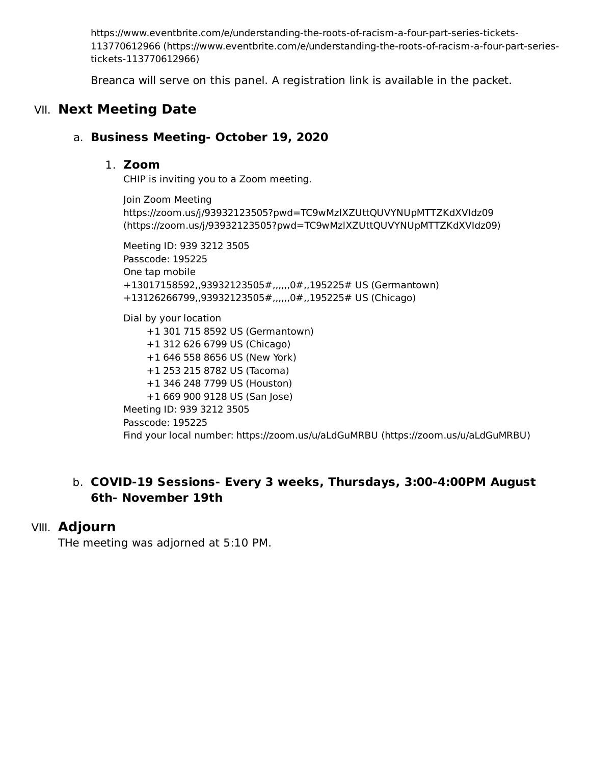https://www.eventbrite.com/e/understanding-the-roots-of-racism-a-four-part-series-tickets-113770612966 (https://www.eventbrite.com/e/understanding-the-roots-of-racism-a-four-part-series-tickets-113770612966)

Breanca will serve on this panel. A registration link is available in the packet.

## VII. Next Meeting Date

### a. Business Meeting- October 19, 2020

#### 1. Zoom

CHIP is inviting you to a Zoom meeting.

Join Zoom Meeting
https://zoom.us/j/93932123505?pwd=TC9wMzlXZUttQUVYNUpMTTZKdXVIdz09 (https://zoom.us/j/93932123505?pwd=TC9wMzlXZUttQUVYNUpMTTZKdXVIdz09)

Meeting ID: 939 3212 3505
Passcode: 195225
One tap mobile
+13017158592,,93932123505#,,,,,,0#,,195225# US (Germantown)
+13126266799,,93932123505#,,,,,,0#,,195225# US (Chicago)

Dial by your location
- +1 301 715 8592 US (Germantown)
- +1 312 626 6799 US (Chicago)
- +1 646 558 8656 US (New York)
- +1 253 215 8782 US (Tacoma)
- +1 346 248 7799 US (Houston)
- +1 669 900 9128 US (San Jose)

Meeting ID: 939 3212 3505
Passcode: 195225
Find your local number: https://zoom.us/u/aLdGuMRBU (https://zoom.us/u/aLdGuMRBU)

### b. COVID-19 Sessions- Every 3 weeks, Thursdays, 3:00-4:00PM August 6th- November 19th

## VIII. Adjourn

THe meeting was adjorned at 5:10 PM.